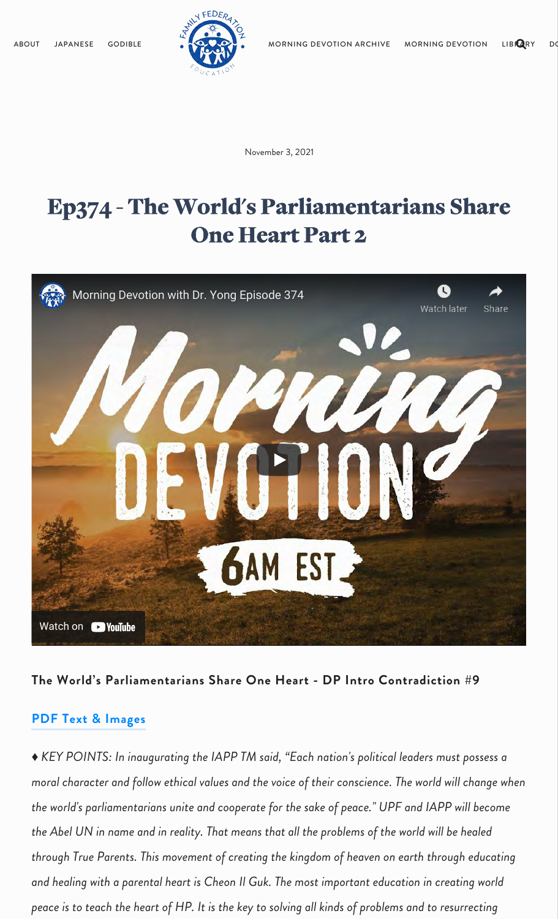ABOUT JAPANESE GODIBLE MORNING DEVOTION ARCHIVE MORNING DEVOTION LIBRARY

November 3, 2021

# Ep374 - The World's Parliamentarians Share One Heart Part 2

**The World's Parliamentarians Share One Heart - DP Intro Contradiction #9**

**PDF Text & Images**

*♦ KEY POINTS: In inaugurating the IAPP TM said, "Each nation's political leaders must possess a moral character and follow ethical values and the voice of their conscience. The world will change when the world's parliamentarians unite and cooperate for the sake of peace." UPF and IAPP will become the Abel UN in name and in reality. That means that all the problems of the world will be healed through True Parents. This movement of creating the kingdom of heaven on earth through educating and healing with a parental heart is Cheon Il Guk. The most important education in creating world peace is to teach the heart of HP. It is the key to solving all kinds of problems and to resurrecting*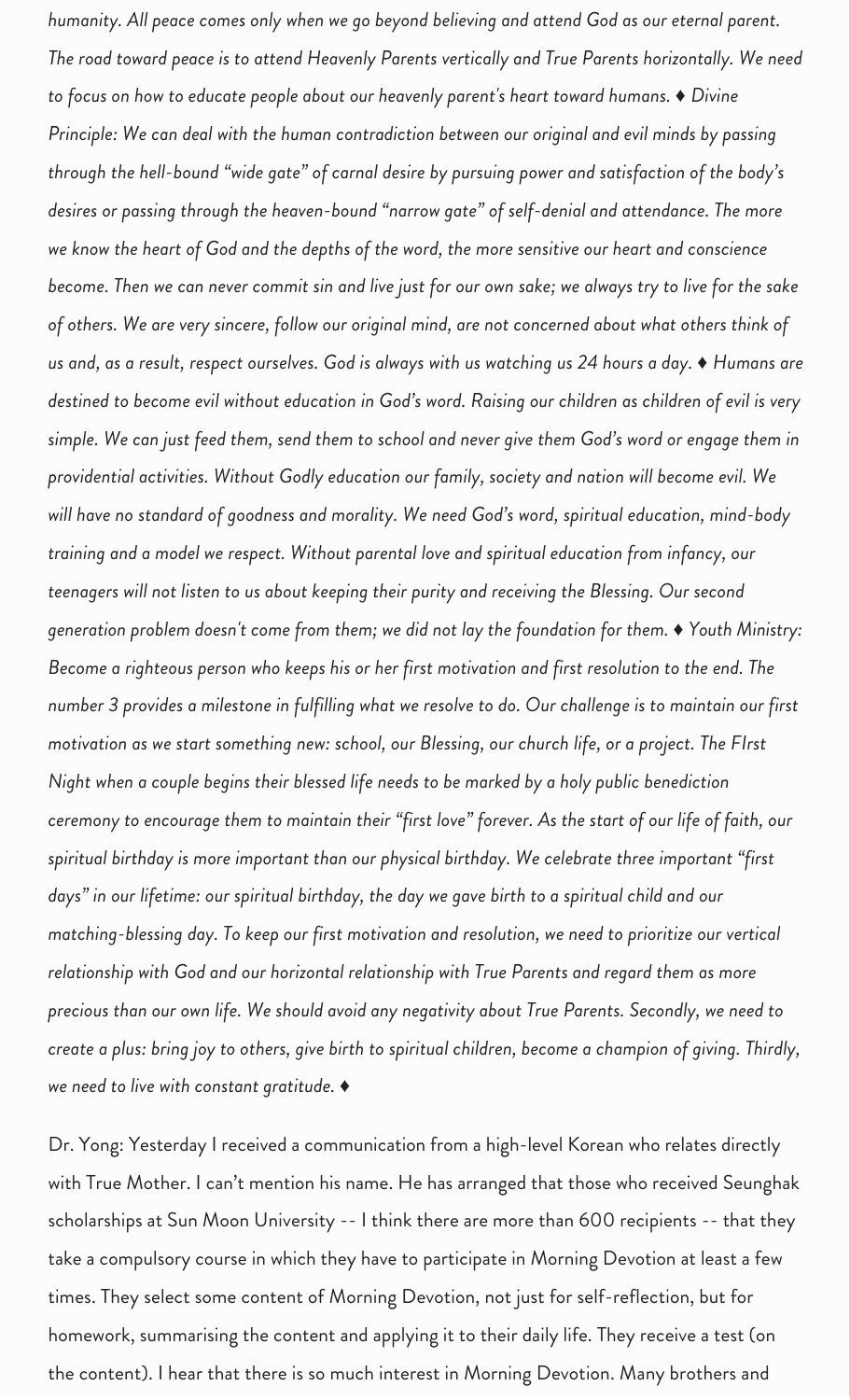*humanity. All peace comes only when we go beyond believing and attend God as our eternal parent. The road toward peace is to attend Heavenly Parents vertically and True Parents horizontally. We need to focus on how to educate people about our heavenly parent's heart toward humans. ♦ Divine Principle: We can deal with the human contradiction between our original and evil minds by passing through the hell-bound "wide gate" of carnal desire by pursuing power and satisfaction of the body's desires or passing through the heaven-bound "narrow gate" of self-denial and attendance. The more we know the heart of God and the depths of the word, the more sensitive our heart and conscience become. Then we can never commit sin and live just for our own sake; we always try to live for the sake of others. We are very sincere, follow our original mind, are not concerned about what others think of us and, as a result, respect ourselves. God is always with us watching us 24 hours a day. ♦ Humans are destined to become evil without education in God's word. Raising our children as children of evil is very simple. We can just feed them, send them to school and never give them God's word or engage them in providential activities. Without Godly education our family, society and nation will become evil. We will have no standard of goodness and morality. We need God's word, spiritual education, mind-body training and a model we respect. Without parental love and spiritual education from infancy, our teenagers will not listen to us about keeping their purity and receiving the Blessing. Our second generation problem doesn't come from them; we did not lay the foundation for them. ♦ Youth Ministry: Become a righteous person who keeps his or her first motivation and first resolution to the end. The number 3 provides a milestone in fulfilling what we resolve to do. Our challenge is to maintain our first motivation as we start something new: school, our Blessing, our church life, or a project. The FIrst Night when a couple begins their blessed life needs to be marked by a holy public benediction ceremony to encourage them to maintain their "first love" forever. As the start of our life of faith, our spiritual birthday is more important than our physical birthday. We celebrate three important "first days" in our lifetime: our spiritual birthday, the day we gave birth to a spiritual child and our matching-blessing day. To keep our first motivation and resolution, we need to prioritize our vertical relationship with God and our horizontal relationship with True Parents and regard them as more precious than our own life. We should avoid any negativity about True Parents. Secondly, we need to create a plus: bring joy to others, give birth to spiritual children, become a champion of giving. Thirdly, we need to live with constant gratitude. ♦*

Dr. Yong: Yesterday I received a communication from a high-level Korean who relates directly with True Mother. I can't mention his name. He has arranged that those who received Seunghak scholarships at Sun Moon University -- I think there are more than 600 recipients -- that they take a compulsory course in which they have to participate in Morning Devotion at least a few times. They select some content of Morning Devotion, not just for self-reflection, but for homework, summarising the content and applying it to their daily life. They receive a test (on the content). I hear that there is so much interest in Morning Devotion. Many brothers and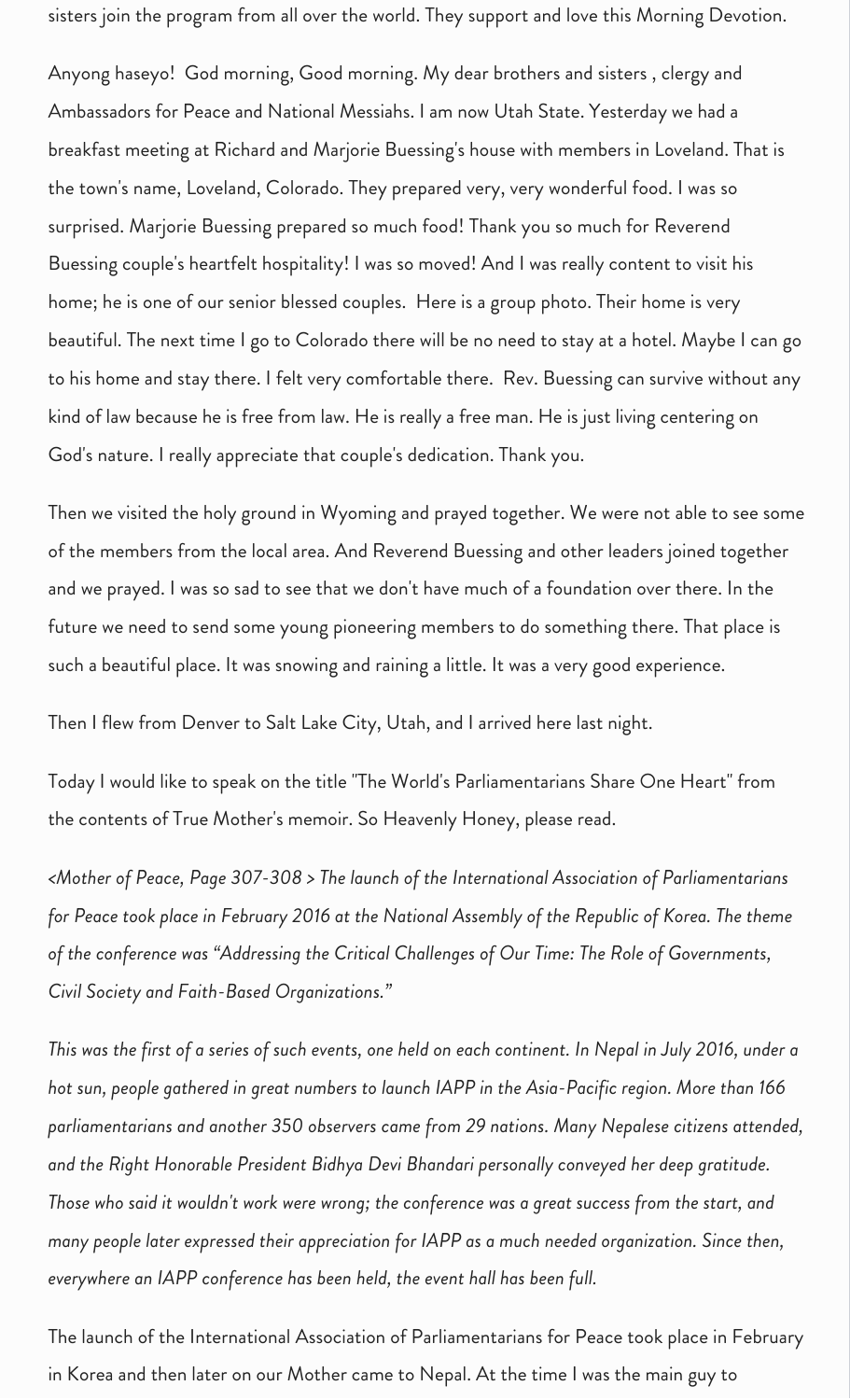sisters join the program from all over the world. They support and love this Morning Devotion.

Anyong haseyo! God morning, Good morning. My dear brothers and sisters , clergy and Ambassadors for Peace and National Messiahs. I am now Utah State. Yesterday we had a breakfast meeting at Richard and Marjorie Buessing's house with members in Loveland. That is the town's name, Loveland, Colorado. They prepared very, very wonderful food. I was so surprised. Marjorie Buessing prepared so much food! Thank you so much for Reverend Buessing couple's heartfelt hospitality! I was so moved! And I was really content to visit his home; he is one of our senior blessed couples. Here is a group photo. Their home is very beautiful. The next time I go to Colorado there will be no need to stay at a hotel. Maybe I can go to his home and stay there. I felt very comfortable there. Rev. Buessing can survive without any kind of law because he is free from law. He is really a free man. He is just living centering on God's nature. I really appreciate that couple's dedication. Thank you.

Then we visited the holy ground in Wyoming and prayed together. We were not able to see some of the members from the local area. And Reverend Buessing and other leaders joined together and we prayed. I was so sad to see that we don't have much of a foundation over there. In the future we need to send some young pioneering members to do something there. That place is such a beautiful place. It was snowing and raining a little. It was a very good experience.

Then I flew from Denver to Salt Lake City, Utah, and I arrived here last night.

Today I would like to speak on the title "The World's Parliamentarians Share One Heart" from the contents of True Mother's memoir. So Heavenly Honey, please read.

*<Mother of Peace, Page 307-308 > The launch of the International Association of Parliamentarians for Peace took place in February 2016 at the National Assembly of the Republic of Korea. The theme of the conference was "Addressing the Critical Challenges of Our Time: The Role of Governments, Civil Society and Faith-Based Organizations."*

*This was the first of a series of such events, one held on each continent. In Nepal in July 2016, under a hot sun, people gathered in great numbers to launch IAPP in the Asia-Pacific region. More than 166 parliamentarians and another 350 observers came from 29 nations. Many Nepalese citizens attended, and the Right Honorable President Bidhya Devi Bhandari personally conveyed her deep gratitude. Those who said it wouldn't work were wrong; the conference was a great success from the start, and many people later expressed their appreciation for IAPP as a much needed organization. Since then, everywhere an IAPP conference has been held, the event hall has been full.*

The launch of the International Association of Parliamentarians for Peace took place in February in Korea and then later on our Mother came to Nepal. At the time I was the main guy to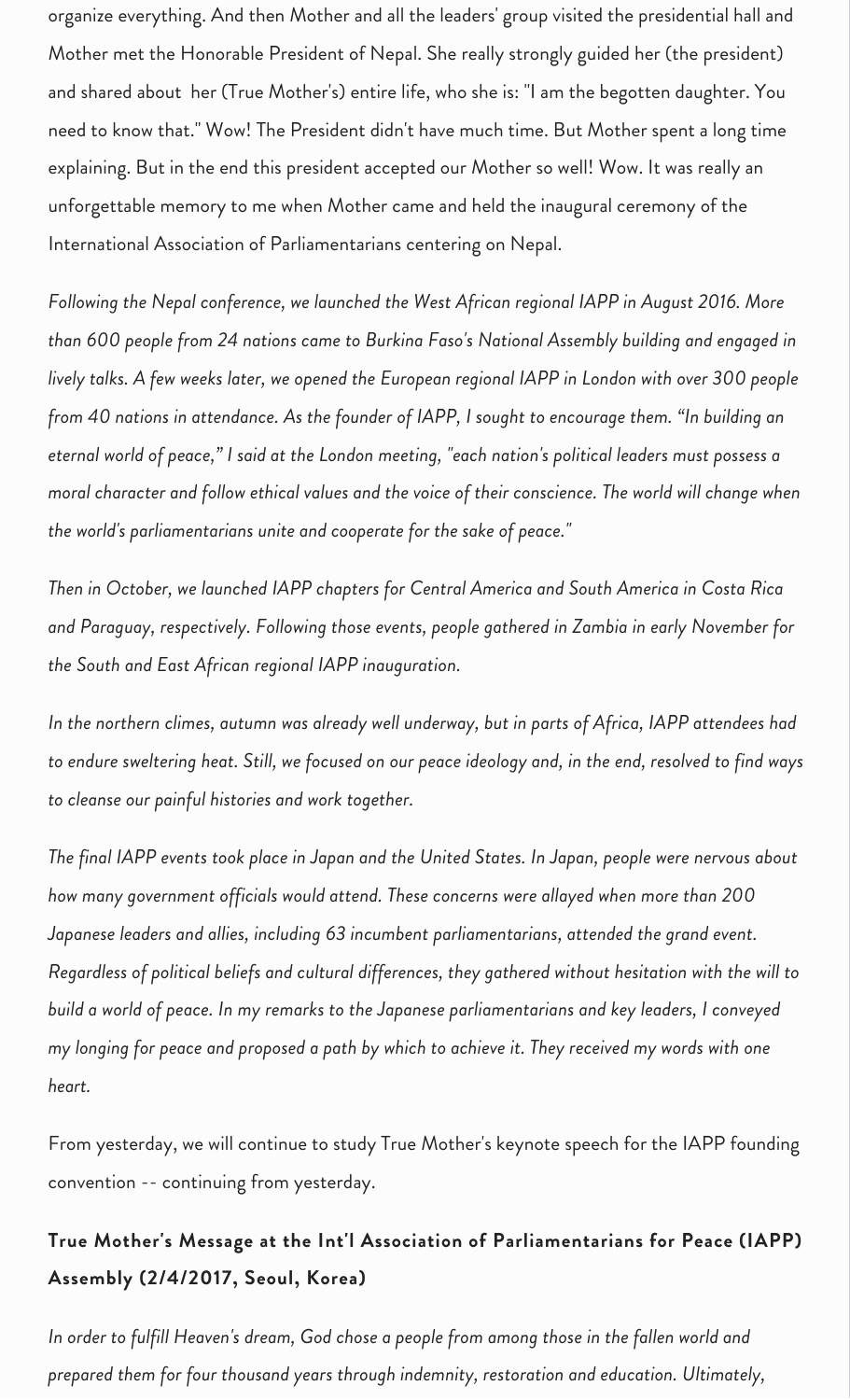organize everything. And then Mother and all the leaders' group visited the presidential hall and Mother met the Honorable President of Nepal. She really strongly guided her (the president) and shared about her (True Mother's) entire life, who she is: "I am the begotten daughter. You need to know that." Wow! The President didn't have much time. But Mother spent a long time explaining. But in the end this president accepted our Mother so well! Wow. It was really an unforgettable memory to me when Mother came and held the inaugural ceremony of the International Association of Parliamentarians centering on Nepal.

*Following the Nepal conference, we launched the West African regional IAPP in August 2016. More than 600 people from 24 nations came to Burkina Faso's National Assembly building and engaged in lively talks. A few weeks later, we opened the European regional IAPP in London with over 300 people from 40 nations in attendance. As the founder of IAPP, I sought to encourage them. "In building an eternal world of peace," I said at the London meeting, "each nation's political leaders must possess a moral character and follow ethical values and the voice of their conscience. The world will change when the world's parliamentarians unite and cooperate for the sake of peace."*

*Then in October, we launched IAPP chapters for Central America and South America in Costa Rica and Paraguay, respectively. Following those events, people gathered in Zambia in early November for the South and East African regional IAPP inauguration.*

*In the northern climes, autumn was already well underway, but in parts of Africa, IAPP attendees had to endure sweltering heat. Still, we focused on our peace ideology and, in the end, resolved to find ways to cleanse our painful histories and work together.*

*The final IAPP events took place in Japan and the United States. In Japan, people were nervous about how many government officials would attend. These concerns were allayed when more than 200 Japanese leaders and allies, including 63 incumbent parliamentarians, attended the grand event. Regardless of political beliefs and cultural differences, they gathered without hesitation with the will to build a world of peace. In my remarks to the Japanese parliamentarians and key leaders, I conveyed my longing for peace and proposed a path by which to achieve it. They received my words with one heart.*

From yesterday, we will continue to study True Mother's keynote speech for the IAPP founding convention -- continuing from yesterday.

**True Mother's Message at the Int'l Association of Parliamentarians for Peace (IAPP) Assembly (2/4/2017, Seoul, Korea)**

*In order to fulfill Heaven's dream, God chose a people from among those in the fallen world and prepared them for four thousand years through indemnity, restoration and education. Ultimately,*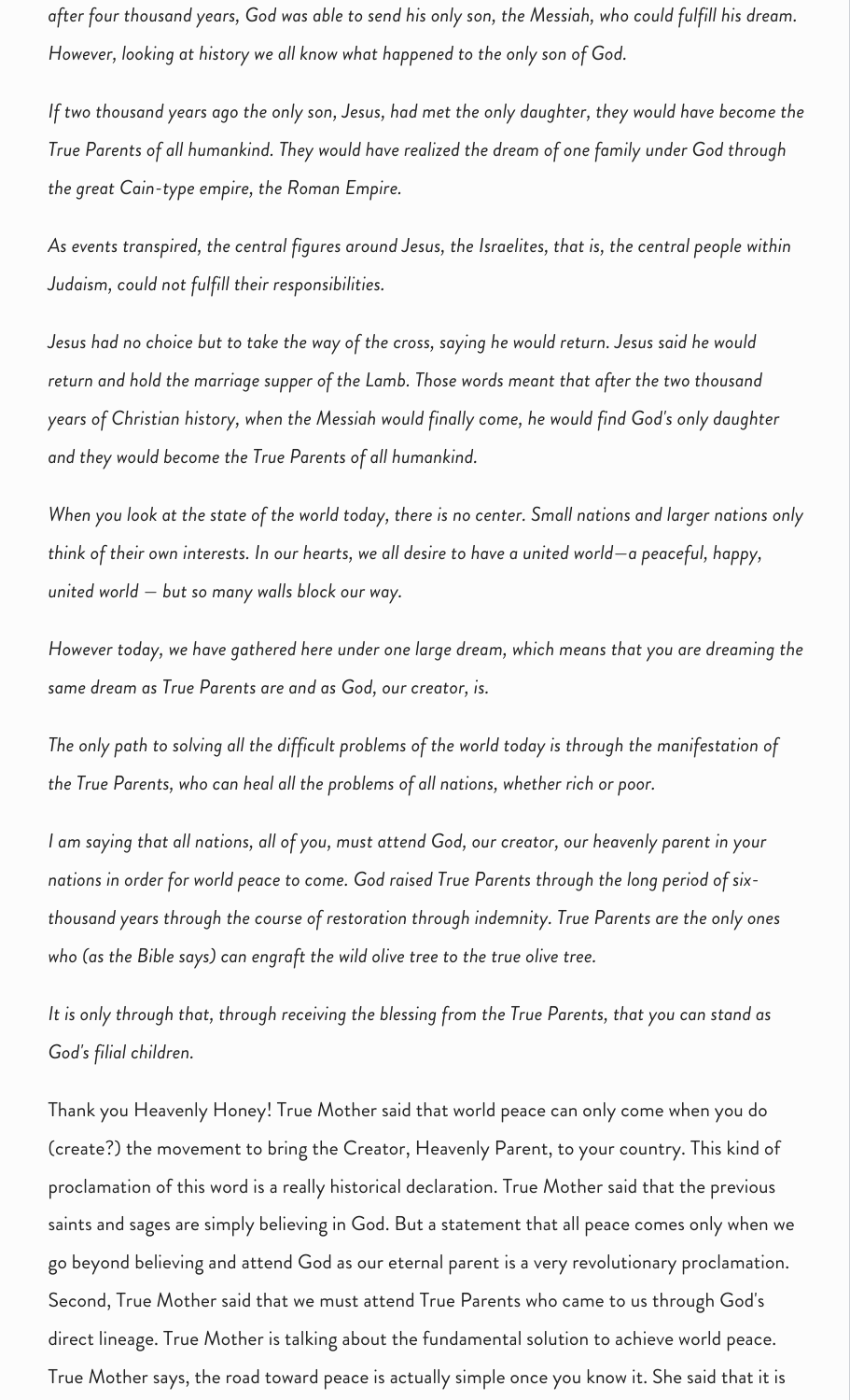*after four thousand years, God was able to send his only son, the Messiah, who could fulfill his dream. However, looking at history we all know what happened to the only son of God.*

*If two thousand years ago the only son, Jesus, had met the only daughter, they would have become the True Parents of all humankind. They would have realized the dream of one family under God through the great Cain-type empire, the Roman Empire.*

*As events transpired, the central figures around Jesus, the Israelites, that is, the central people within Judaism, could not fulfill their responsibilities.*

*Jesus had no choice but to take the way of the cross, saying he would return. Jesus said he would return and hold the marriage supper of the Lamb. Those words meant that after the two thousand years of Christian history, when the Messiah would finally come, he would find God's only daughter and they would become the True Parents of all humankind.*

*When you look at the state of the world today, there is no center. Small nations and larger nations only think of their own interests. In our hearts, we all desire to have a united world—a peaceful, happy, united world — but so many walls block our way.*

*However today, we have gathered here under one large dream, which means that you are dreaming the same dream as True Parents are and as God, our creator, is.*

*The only path to solving all the difficult problems of the world today is through the manifestation of the True Parents, who can heal all the problems of all nations, whether rich or poor.*

*I am saying that all nations, all of you, must attend God, our creator, our heavenly parent in your nations in order for world peace to come. God raised True Parents through the long period of six-thousand years through the course of restoration through indemnity. True Parents are the only ones who (as the Bible says) can engraft the wild olive tree to the true olive tree.*

*It is only through that, through receiving the blessing from the True Parents, that you can stand as God's filial children.*

Thank you Heavenly Honey! True Mother said that world peace can only come when you do (create?) the movement to bring the Creator, Heavenly Parent, to your country. This kind of proclamation of this word is a really historical declaration. True Mother said that the previous saints and sages are simply believing in God. But a statement that all peace comes only when we go beyond believing and attend God as our eternal parent is a very revolutionary proclamation. Second, True Mother said that we must attend True Parents who came to us through God's direct lineage. True Mother is talking about the fundamental solution to achieve world peace. True Mother says, the road toward peace is actually simple once you know it. She said that it is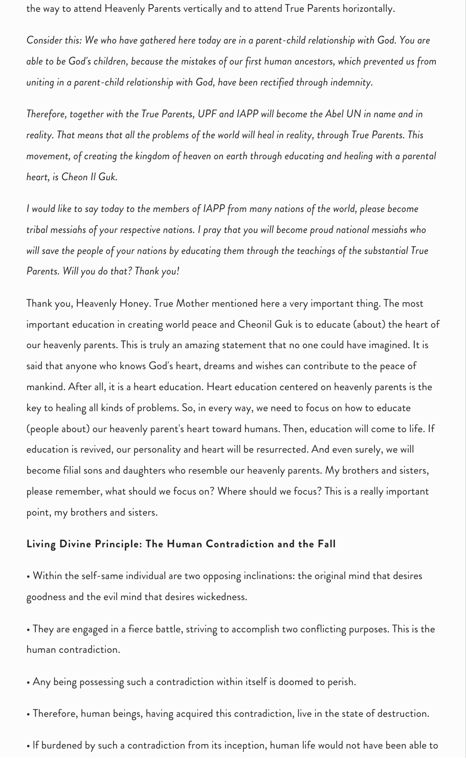the way to attend Heavenly Parents vertically and to attend True Parents horizontally.

*Consider this: We who have gathered here today are in a parent-child relationship with God. You are able to be God's children, because the mistakes of our first human ancestors, which prevented us from uniting in a parent-child relationship with God, have been rectified through indemnity.*

*Therefore, together with the True Parents, UPF and IAPP will become the Abel UN in name and in reality. That means that all the problems of the world will heal in reality, through True Parents. This movement, of creating the kingdom of heaven on earth through educating and healing with a parental heart, is Cheon Il Guk.*

*I would like to say today to the members of IAPP from many nations of the world, please become tribal messiahs of your respective nations. I pray that you will become proud national messiahs who will save the people of your nations by educating them through the teachings of the substantial True Parents. Will you do that? Thank you!*

Thank you, Heavenly Honey. True Mother mentioned here a very important thing. The most important education in creating world peace and Cheonil Guk is to educate (about) the heart of our heavenly parents. This is truly an amazing statement that no one could have imagined. It is said that anyone who knows God's heart, dreams and wishes can contribute to the peace of mankind. After all, it is a heart education. Heart education centered on heavenly parents is the key to healing all kinds of problems. So, in every way, we need to focus on how to educate (people about) our heavenly parent's heart toward humans. Then, education will come to life. If education is revived, our personality and heart will be resurrected. And even surely, we will become filial sons and daughters who resemble our heavenly parents. My brothers and sisters, please remember, what should we focus on? Where should we focus? This is a really important point, my brothers and sisters.

**Living Divine Principle: The Human Contradiction and the Fall**

- Within the self-same individual are two opposing inclinations: the original mind that desires goodness and the evil mind that desires wickedness.
- They are engaged in a fierce battle, striving to accomplish two conflicting purposes. This is the human contradiction.
- Any being possessing such a contradiction within itself is doomed to perish.
- Therefore, human beings, having acquired this contradiction, live in the state of destruction.
- If burdened by such a contradiction from its inception, human life would not have been able to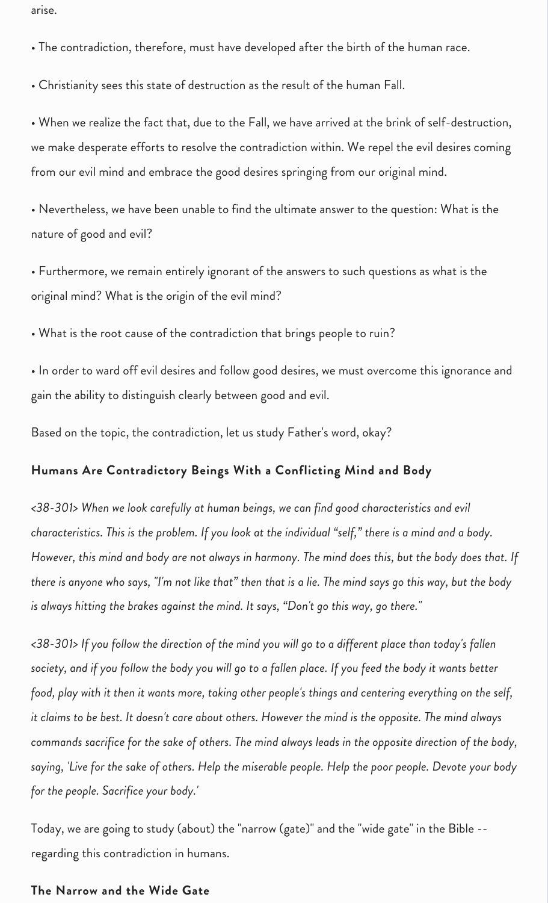arise.

- The contradiction, therefore, must have developed after the birth of the human race.
- Christianity sees this state of destruction as the result of the human Fall.
- When we realize the fact that, due to the Fall, we have arrived at the brink of self-destruction, we make desperate efforts to resolve the contradiction within. We repel the evil desires coming from our evil mind and embrace the good desires springing from our original mind.
- Nevertheless, we have been unable to find the ultimate answer to the question: What is the nature of good and evil?
- Furthermore, we remain entirely ignorant of the answers to such questions as what is the original mind? What is the origin of the evil mind?
- What is the root cause of the contradiction that brings people to ruin?
- In order to ward off evil desires and follow good desires, we must overcome this ignorance and gain the ability to distinguish clearly between good and evil.

Based on the topic, the contradiction, let us study Father's word, okay?

### Humans Are Contradictory Beings With a Conflicting Mind and Body

*<38-301> When we look carefully at human beings, we can find good characteristics and evil characteristics. This is the problem. If you look at the individual "self," there is a mind and a body. However, this mind and body are not always in harmony. The mind does this, but the body does that. If there is anyone who says, "I'm not like that" then that is a lie. The mind says go this way, but the body is always hitting the brakes against the mind. It says, "Don't go this way, go there."*

*<38-301> If you follow the direction of the mind you will go to a different place than today's fallen society, and if you follow the body you will go to a fallen place. If you feed the body it wants better food, play with it then it wants more, taking other people's things and centering everything on the self, it claims to be best. It doesn't care about others. However the mind is the opposite. The mind always commands sacrifice for the sake of others. The mind always leads in the opposite direction of the body, saying, 'Live for the sake of others. Help the miserable people. Help the poor people. Devote your body for the people. Sacrifice your body.'*

Today, we are going to study (about) the "narrow (gate)" and the "wide gate" in the Bible -- regarding this contradiction in humans.

### The Narrow and the Wide Gate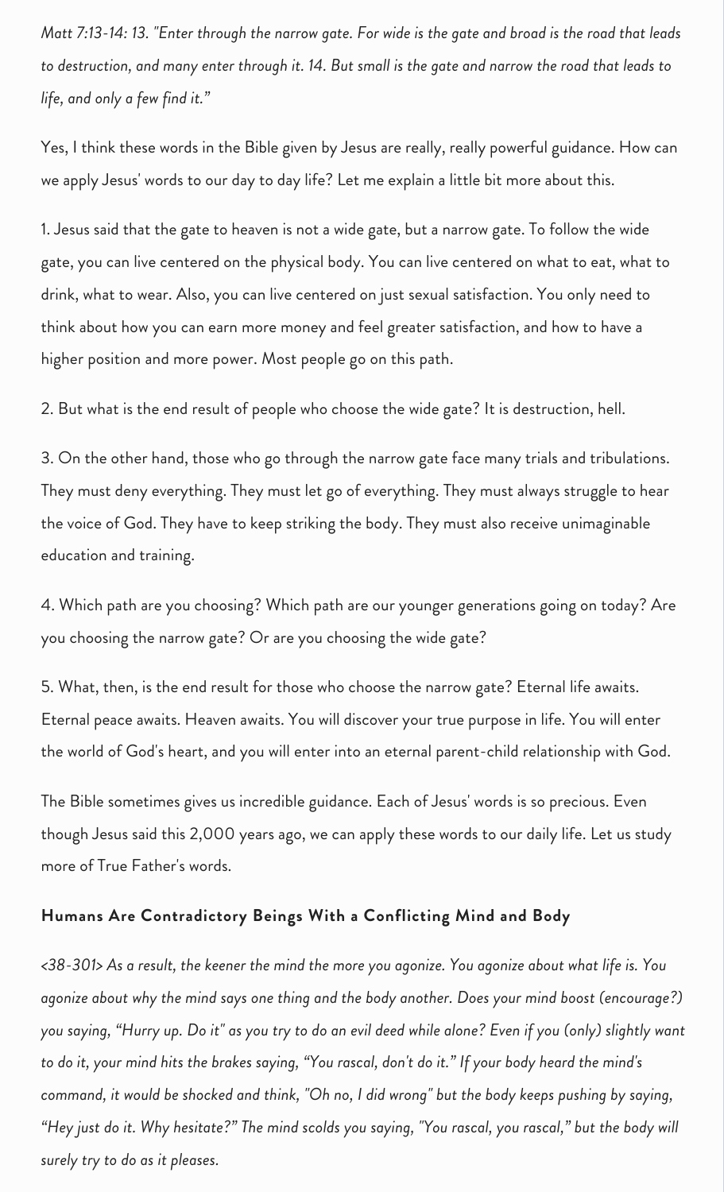*Matt 7:13-14: 13. "Enter through the narrow gate. For wide is the gate and broad is the road that leads to destruction, and many enter through it. 14. But small is the gate and narrow the road that leads to life, and only a few find it."*

Yes, I think these words in the Bible given by Jesus are really, really powerful guidance. How can we apply Jesus' words to our day to day life? Let me explain a little bit more about this.

1. Jesus said that the gate to heaven is not a wide gate, but a narrow gate. To follow the wide gate, you can live centered on the physical body. You can live centered on what to eat, what to drink, what to wear. Also, you can live centered on just sexual satisfaction. You only need to think about how you can earn more money and feel greater satisfaction, and how to have a higher position and more power. Most people go on this path.

2. But what is the end result of people who choose the wide gate? It is destruction, hell.

3. On the other hand, those who go through the narrow gate face many trials and tribulations. They must deny everything. They must let go of everything. They must always struggle to hear the voice of God. They have to keep striking the body. They must also receive unimaginable education and training.

4. Which path are you choosing? Which path are our younger generations going on today? Are you choosing the narrow gate? Or are you choosing the wide gate?

5. What, then, is the end result for those who choose the narrow gate? Eternal life awaits. Eternal peace awaits. Heaven awaits. You will discover your true purpose in life. You will enter the world of God's heart, and you will enter into an eternal parent-child relationship with God.

The Bible sometimes gives us incredible guidance. Each of Jesus' words is so precious. Even though Jesus said this 2,000 years ago, we can apply these words to our daily life. Let us study more of True Father's words.

### Humans Are Contradictory Beings With a Conflicting Mind and Body

*<38-301> As a result, the keener the mind the more you agonize. You agonize about what life is. You agonize about why the mind says one thing and the body another. Does your mind boost (encourage?) you saying, "Hurry up. Do it" as you try to do an evil deed while alone? Even if you (only) slightly want to do it, your mind hits the brakes saying, "You rascal, don't do it." If your body heard the mind's command, it would be shocked and think, "Oh no, I did wrong" but the body keeps pushing by saying, "Hey just do it. Why hesitate?" The mind scolds you saying, "You rascal, you rascal," but the body will surely try to do as it pleases.*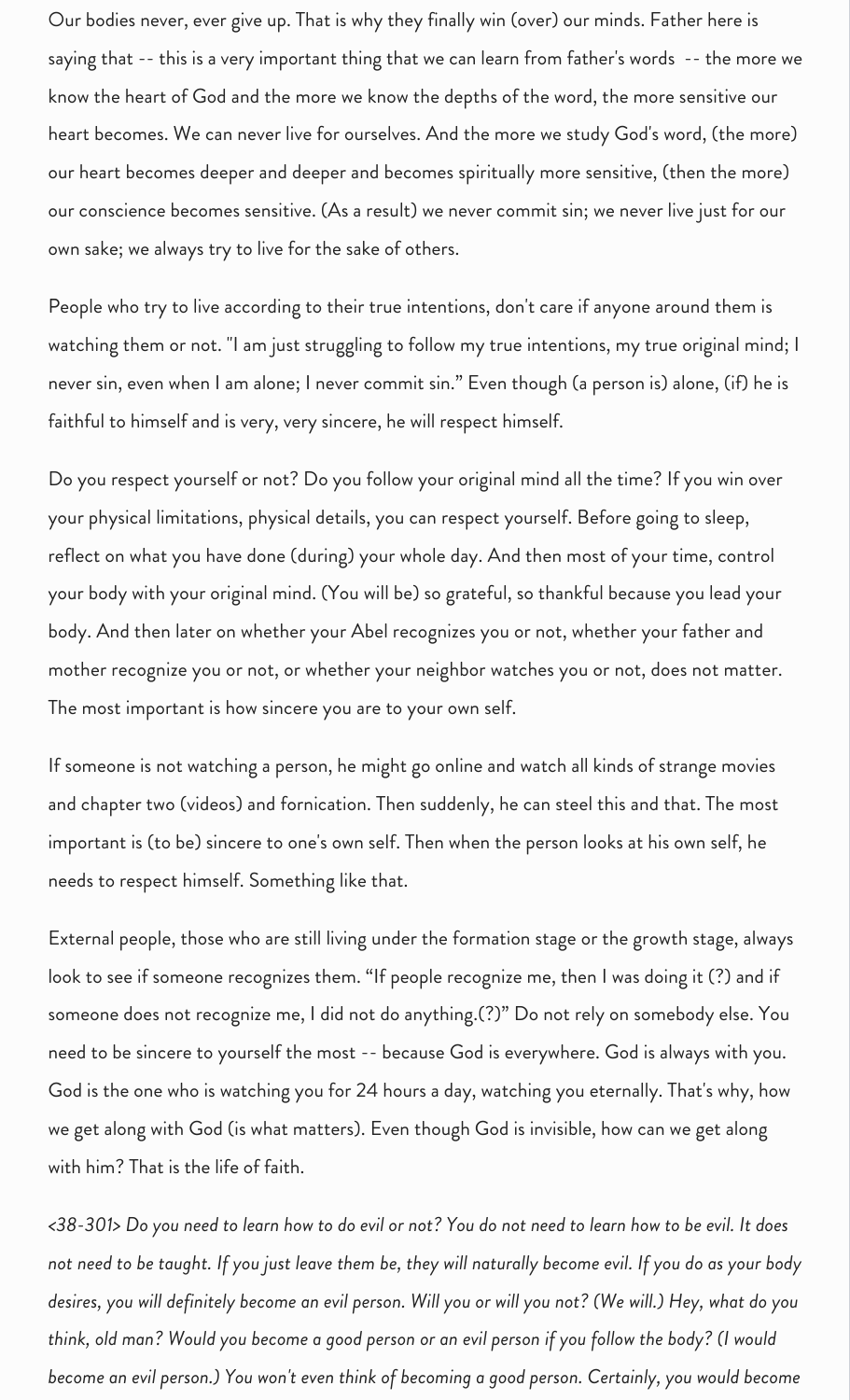Our bodies never, ever give up. That is why they finally win (over) our minds. Father here is saying that -- this is a very important thing that we can learn from father's words -- the more we know the heart of God and the more we know the depths of the word, the more sensitive our heart becomes. We can never live for ourselves. And the more we study God's word, (the more) our heart becomes deeper and deeper and becomes spiritually more sensitive, (then the more) our conscience becomes sensitive. (As a result) we never commit sin; we never live just for our own sake; we always try to live for the sake of others.

People who try to live according to their true intentions, don't care if anyone around them is watching them or not. "I am just struggling to follow my true intentions, my true original mind; I never sin, even when I am alone; I never commit sin." Even though (a person is) alone, (if) he is faithful to himself and is very, very sincere, he will respect himself.

Do you respect yourself or not? Do you follow your original mind all the time? If you win over your physical limitations, physical details, you can respect yourself. Before going to sleep, reflect on what you have done (during) your whole day. And then most of your time, control your body with your original mind. (You will be) so grateful, so thankful because you lead your body. And then later on whether your Abel recognizes you or not, whether your father and mother recognize you or not, or whether your neighbor watches you or not, does not matter. The most important is how sincere you are to your own self.

If someone is not watching a person, he might go online and watch all kinds of strange movies and chapter two (videos) and fornication. Then suddenly, he can steel this and that. The most important is (to be) sincere to one's own self. Then when the person looks at his own self, he needs to respect himself. Something like that.

External people, those who are still living under the formation stage or the growth stage, always look to see if someone recognizes them. "If people recognize me, then I was doing it (?) and if someone does not recognize me, I did not do anything.(?)" Do not rely on somebody else. You need to be sincere to yourself the most -- because God is everywhere. God is always with you. God is the one who is watching you for 24 hours a day, watching you eternally. That's why, how we get along with God (is what matters). Even though God is invisible, how can we get along with him? That is the life of faith.

*<38-301> Do you need to learn how to do evil or not? You do not need to learn how to be evil. It does not need to be taught. If you just leave them be, they will naturally become evil. If you do as your body desires, you will definitely become an evil person. Will you or will you not? (We will.) Hey, what do you think, old man? Would you become a good person or an evil person if you follow the body? (I would become an evil person.) You won't even think of becoming a good person. Certainly, you would become*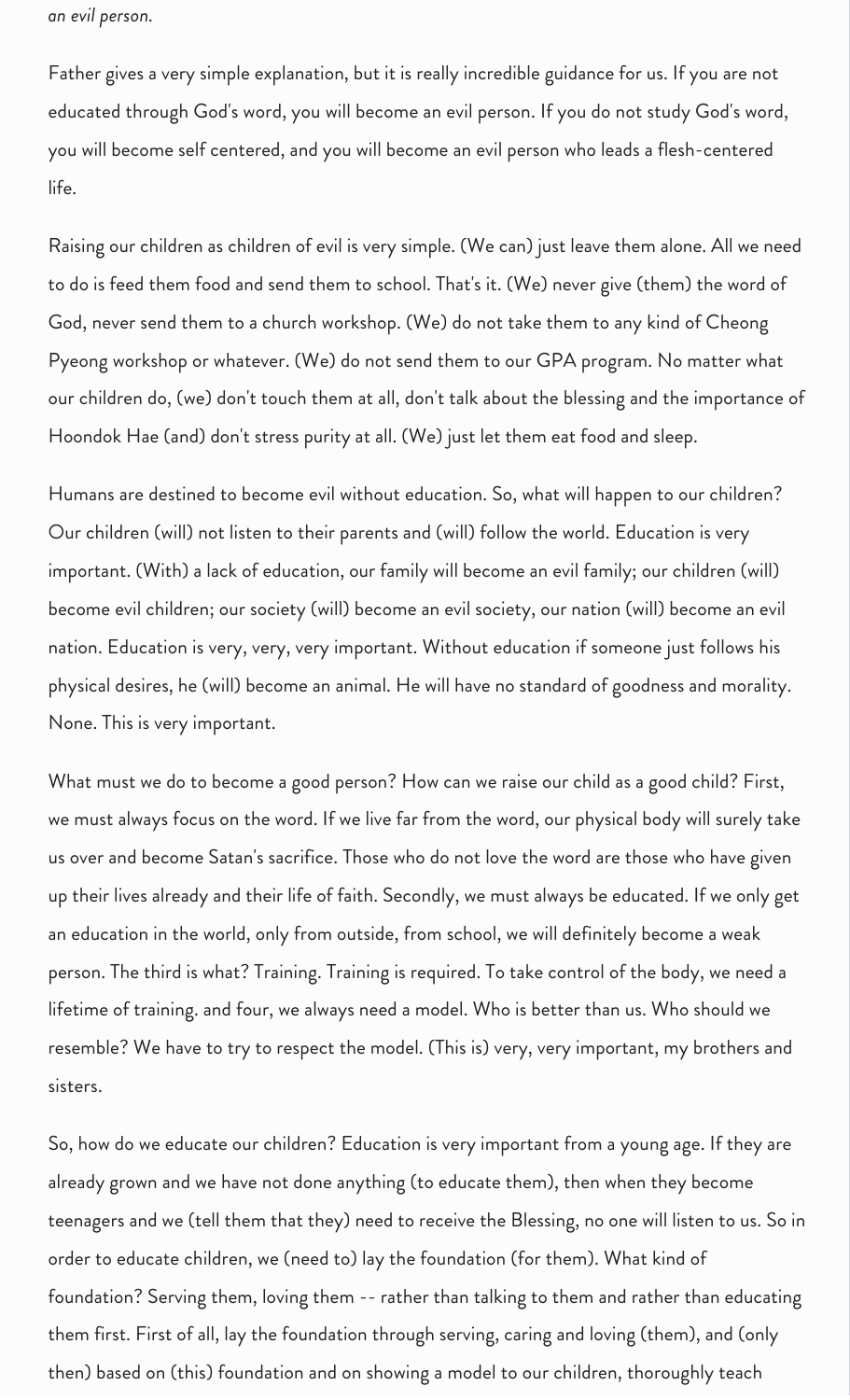*an evil person.*

Father gives a very simple explanation, but it is really incredible guidance for us. If you are not educated through God's word, you will become an evil person. If you do not study God's word, you will become self centered, and you will become an evil person who leads a flesh-centered life.

Raising our children as children of evil is very simple. (We can) just leave them alone. All we need to do is feed them food and send them to school. That's it. (We) never give (them) the word of God, never send them to a church workshop. (We) do not take them to any kind of Cheong Pyeong workshop or whatever. (We) do not send them to our GPA program. No matter what our children do, (we) don't touch them at all, don't talk about the blessing and the importance of Hoondok Hae (and) don't stress purity at all. (We) just let them eat food and sleep.

Humans are destined to become evil without education. So, what will happen to our children? Our children (will) not listen to their parents and (will) follow the world. Education is very important. (With) a lack of education, our family will become an evil family; our children (will) become evil children; our society (will) become an evil society, our nation (will) become an evil nation. Education is very, very, very important. Without education if someone just follows his physical desires, he (will) become an animal. He will have no standard of goodness and morality. None. This is very important.

What must we do to become a good person? How can we raise our child as a good child? First, we must always focus on the word. If we live far from the word, our physical body will surely take us over and become Satan's sacrifice. Those who do not love the word are those who have given up their lives already and their life of faith. Secondly, we must always be educated. If we only get an education in the world, only from outside, from school, we will definitely become a weak person. The third is what? Training. Training is required. To take control of the body, we need a lifetime of training. and four, we always need a model. Who is better than us. Who should we resemble? We have to try to respect the model. (This is) very, very important, my brothers and sisters.

So, how do we educate our children? Education is very important from a young age. If they are already grown and we have not done anything (to educate them), then when they become teenagers and we (tell them that they) need to receive the Blessing, no one will listen to us. So in order to educate children, we (need to) lay the foundation (for them). What kind of foundation? Serving them, loving them -- rather than talking to them and rather than educating them first. First of all, lay the foundation through serving, caring and loving (them), and (only then) based on (this) foundation and on showing a model to our children, thoroughly teach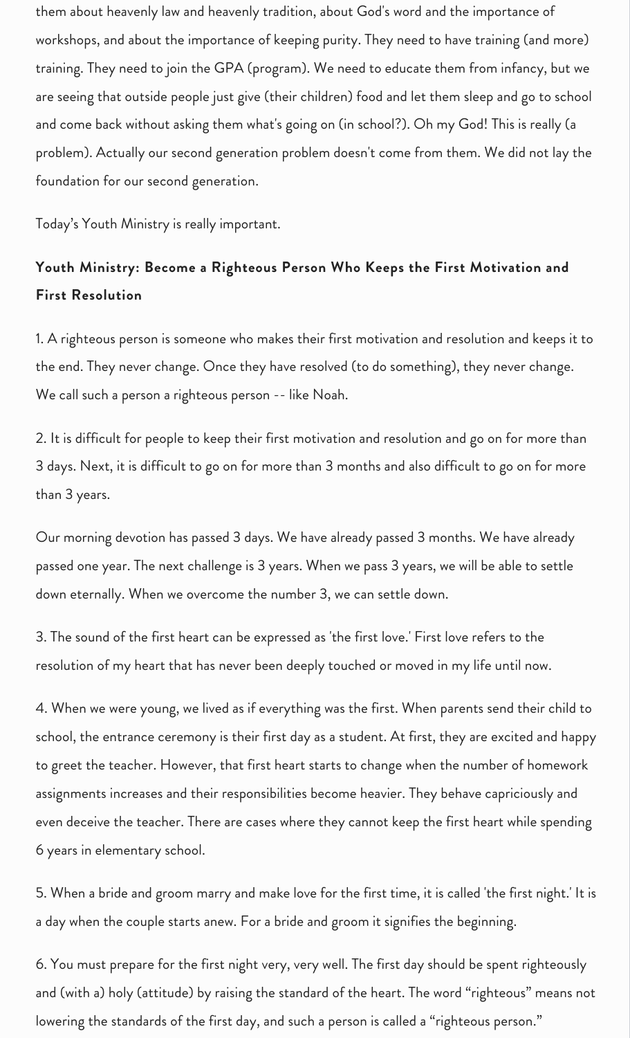them about heavenly law and heavenly tradition, about God's word and the importance of workshops, and about the importance of keeping purity. They need to have training (and more) training. They need to join the GPA (program). We need to educate them from infancy, but we are seeing that outside people just give (their children) food and let them sleep and go to school and come back without asking them what's going on (in school?). Oh my God! This is really (a problem). Actually our second generation problem doesn't come from them. We did not lay the foundation for our second generation.

Today's Youth Ministry is really important.

**Youth Ministry: Become a Righteous Person Who Keeps the First Motivation and First Resolution**

1. A righteous person is someone who makes their first motivation and resolution and keeps it to the end. They never change. Once they have resolved (to do something), they never change. We call such a person a righteous person -- like Noah.

2. It is difficult for people to keep their first motivation and resolution and go on for more than 3 days. Next, it is difficult to go on for more than 3 months and also difficult to go on for more than 3 years.

Our morning devotion has passed 3 days. We have already passed 3 months. We have already passed one year. The next challenge is 3 years. When we pass 3 years, we will be able to settle down eternally. When we overcome the number 3, we can settle down.

3. The sound of the first heart can be expressed as 'the first love.' First love refers to the resolution of my heart that has never been deeply touched or moved in my life until now.

4. When we were young, we lived as if everything was the first. When parents send their child to school, the entrance ceremony is their first day as a student. At first, they are excited and happy to greet the teacher. However, that first heart starts to change when the number of homework assignments increases and their responsibilities become heavier. They behave capriciously and even deceive the teacher. There are cases where they cannot keep the first heart while spending 6 years in elementary school.

5. When a bride and groom marry and make love for the first time, it is called 'the first night.' It is a day when the couple starts anew. For a bride and groom it signifies the beginning.

6. You must prepare for the first night very, very well. The first day should be spent righteously and (with a) holy (attitude) by raising the standard of the heart. The word "righteous" means not lowering the standards of the first day, and such a person is called a "righteous person."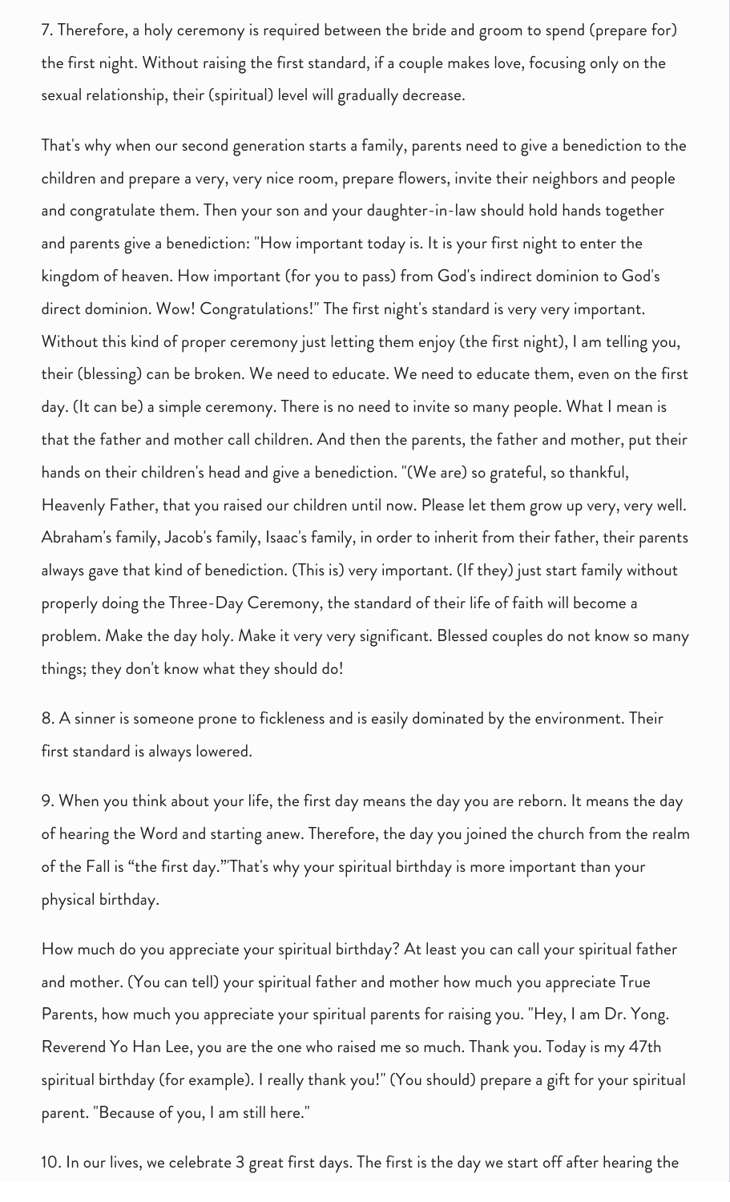7. Therefore, a holy ceremony is required between the bride and groom to spend (prepare for) the first night. Without raising the first standard, if a couple makes love, focusing only on the sexual relationship, their (spiritual) level will gradually decrease.

That's why when our second generation starts a family, parents need to give a benediction to the children and prepare a very, very nice room, prepare flowers, invite their neighbors and people and congratulate them. Then your son and your daughter-in-law should hold hands together and parents give a benediction: "How important today is. It is your first night to enter the kingdom of heaven. How important (for you to pass) from God's indirect dominion to God's direct dominion. Wow! Congratulations!" The first night's standard is very very important. Without this kind of proper ceremony just letting them enjoy (the first night), I am telling you, their (blessing) can be broken. We need to educate. We need to educate them, even on the first day. (It can be) a simple ceremony. There is no need to invite so many people. What I mean is that the father and mother call children. And then the parents, the father and mother, put their hands on their children's head and give a benediction. "(We are) so grateful, so thankful, Heavenly Father, that you raised our children until now. Please let them grow up very, very well. Abraham's family, Jacob's family, Isaac's family, in order to inherit from their father, their parents always gave that kind of benediction. (This is) very important. (If they) just start family without properly doing the Three-Day Ceremony, the standard of their life of faith will become a problem. Make the day holy. Make it very very significant. Blessed couples do not know so many things; they don't know what they should do!

8. A sinner is someone prone to fickleness and is easily dominated by the environment. Their first standard is always lowered.

9. When you think about your life, the first day means the day you are reborn. It means the day of hearing the Word and starting anew. Therefore, the day you joined the church from the realm of the Fall is "the first day."That's why your spiritual birthday is more important than your physical birthday.

How much do you appreciate your spiritual birthday? At least you can call your spiritual father and mother. (You can tell) your spiritual father and mother how much you appreciate True Parents, how much you appreciate your spiritual parents for raising you. "Hey, I am Dr. Yong. Reverend Yo Han Lee, you are the one who raised me so much. Thank you. Today is my 47th spiritual birthday (for example). I really thank you!" (You should) prepare a gift for your spiritual parent. "Because of you, I am still here."

10. In our lives, we celebrate 3 great first days. The first is the day we start off after hearing the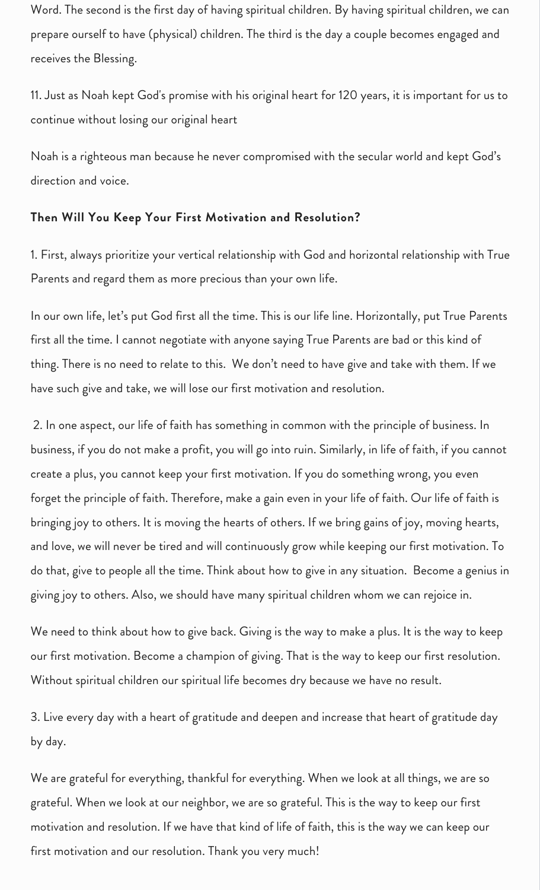Word. The second is the first day of having spiritual children. By having spiritual children, we can prepare ourself to have (physical) children. The third is the day a couple becomes engaged and receives the Blessing.

11. Just as Noah kept God's promise with his original heart for 120 years, it is important for us to continue without losing our original heart

Noah is a righteous man because he never compromised with the secular world and kept God's direction and voice.

**Then Will You Keep Your First Motivation and Resolution?**

1. First, always prioritize your vertical relationship with God and horizontal relationship with True Parents and regard them as more precious than your own life.

In our own life, let's put God first all the time. This is our life line. Horizontally, put True Parents first all the time. I cannot negotiate with anyone saying True Parents are bad or this kind of thing. There is no need to relate to this. We don't need to have give and take with them. If we have such give and take, we will lose our first motivation and resolution.

2. In one aspect, our life of faith has something in common with the principle of business. In business, if you do not make a profit, you will go into ruin. Similarly, in life of faith, if you cannot create a plus, you cannot keep your first motivation. If you do something wrong, you even forget the principle of faith. Therefore, make a gain even in your life of faith. Our life of faith is bringing joy to others. It is moving the hearts of others. If we bring gains of joy, moving hearts, and love, we will never be tired and will continuously grow while keeping our first motivation. To do that, give to people all the time. Think about how to give in any situation. Become a genius in giving joy to others. Also, we should have many spiritual children whom we can rejoice in.

We need to think about how to give back. Giving is the way to make a plus. It is the way to keep our first motivation. Become a champion of giving. That is the way to keep our first resolution. Without spiritual children our spiritual life becomes dry because we have no result.

3. Live every day with a heart of gratitude and deepen and increase that heart of gratitude day by day.

We are grateful for everything, thankful for everything. When we look at all things, we are so grateful. When we look at our neighbor, we are so grateful. This is the way to keep our first motivation and resolution. If we have that kind of life of faith, this is the way we can keep our first motivation and our resolution. Thank you very much!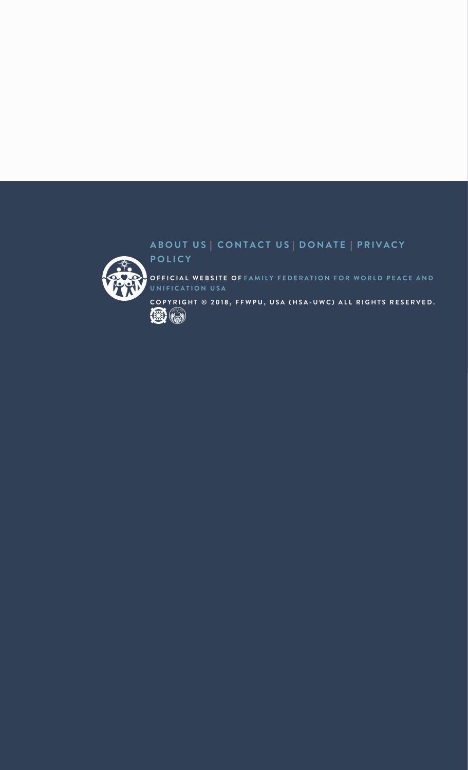ABOUT US | CONTACT US | DONATE | PRIVACY POLICY

OFFICIAL WEBSITE OF FAMILY FEDERATION FOR WORLD PEACE AND UNIFICATION USA

COPYRIGHT © 2018, FFWPU, USA (HSA-UWC) ALL RIGHTS RESERVED.